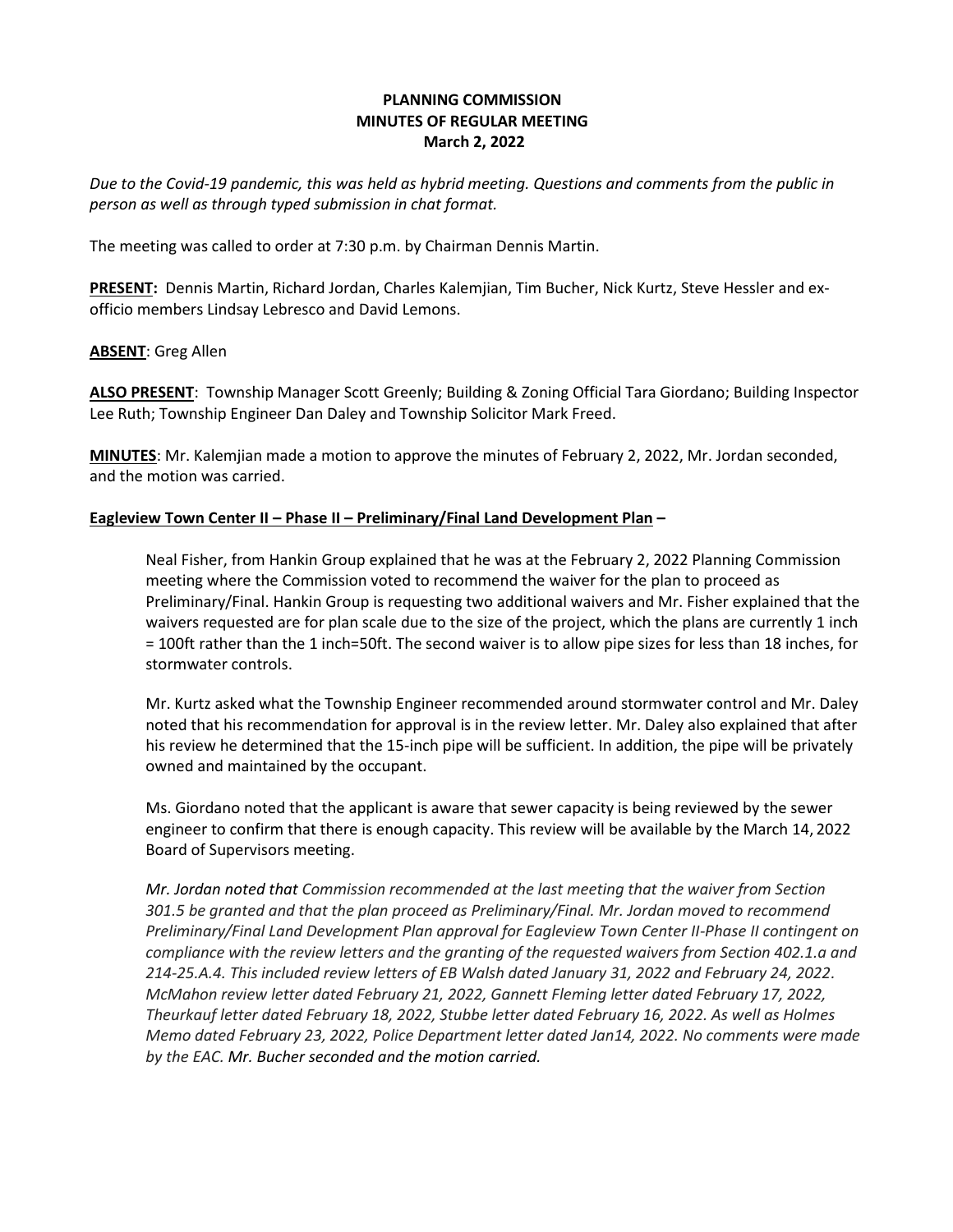**PLANNING COMMISSION**
**MINUTES OF REGULAR MEETING**
**March 2, 2022**

*Due to the Covid-19 pandemic, this was held as hybrid meeting. Questions and comments from the public in person as well as through typed submission in chat format.*

The meeting was called to order at 7:30 p.m. by Chairman Dennis Martin.

**PRESENT:** Dennis Martin, Richard Jordan, Charles Kalemjian, Tim Bucher, Nick Kurtz, Steve Hessler and ex-officio members Lindsay Lebresco and David Lemons.

**ABSENT**: Greg Allen

**ALSO PRESENT**: Township Manager Scott Greenly; Building & Zoning Official Tara Giordano; Building Inspector Lee Ruth; Township Engineer Dan Daley and Township Solicitor Mark Freed.

**MINUTES**: Mr. Kalemjian made a motion to approve the minutes of February 2, 2022, Mr. Jordan seconded, and the motion was carried.

**Eagleview Town Center II – Phase II – Preliminary/Final Land Development Plan –**

Neal Fisher, from Hankin Group explained that he was at the February 2, 2022 Planning Commission meeting where the Commission voted to recommend the waiver for the plan to proceed as Preliminary/Final. Hankin Group is requesting two additional waivers and Mr. Fisher explained that the waivers requested are for plan scale due to the size of the project, which the plans are currently 1 inch = 100ft rather than the 1 inch=50ft. The second waiver is to allow pipe sizes for less than 18 inches, for stormwater controls.

Mr. Kurtz asked what the Township Engineer recommended around stormwater control and Mr. Daley noted that his recommendation for approval is in the review letter. Mr. Daley also explained that after his review he determined that the 15-inch pipe will be sufficient. In addition, the pipe will be privately owned and maintained by the occupant.

Ms. Giordano noted that the applicant is aware that sewer capacity is being reviewed by the sewer engineer to confirm that there is enough capacity. This review will be available by the March 14, 2022 Board of Supervisors meeting.

*Mr. Jordan noted that Commission recommended at the last meeting that the waiver from Section 301.5 be granted and that the plan proceed as Preliminary/Final. Mr. Jordan moved to recommend Preliminary/Final Land Development Plan approval for Eagleview Town Center II-Phase II contingent on compliance with the review letters and the granting of the requested waivers from Section 402.1.a and 214-25.A.4. This included review letters of EB Walsh dated January 31, 2022 and February 24, 2022. McMahon review letter dated February 21, 2022, Gannett Fleming letter dated February 17, 2022, Theurkauf letter dated February 18, 2022, Stubbe letter dated February 16, 2022. As well as Holmes Memo dated February 23, 2022, Police Department letter dated Jan14, 2022. No comments were made by the EAC. Mr. Bucher seconded and the motion carried.*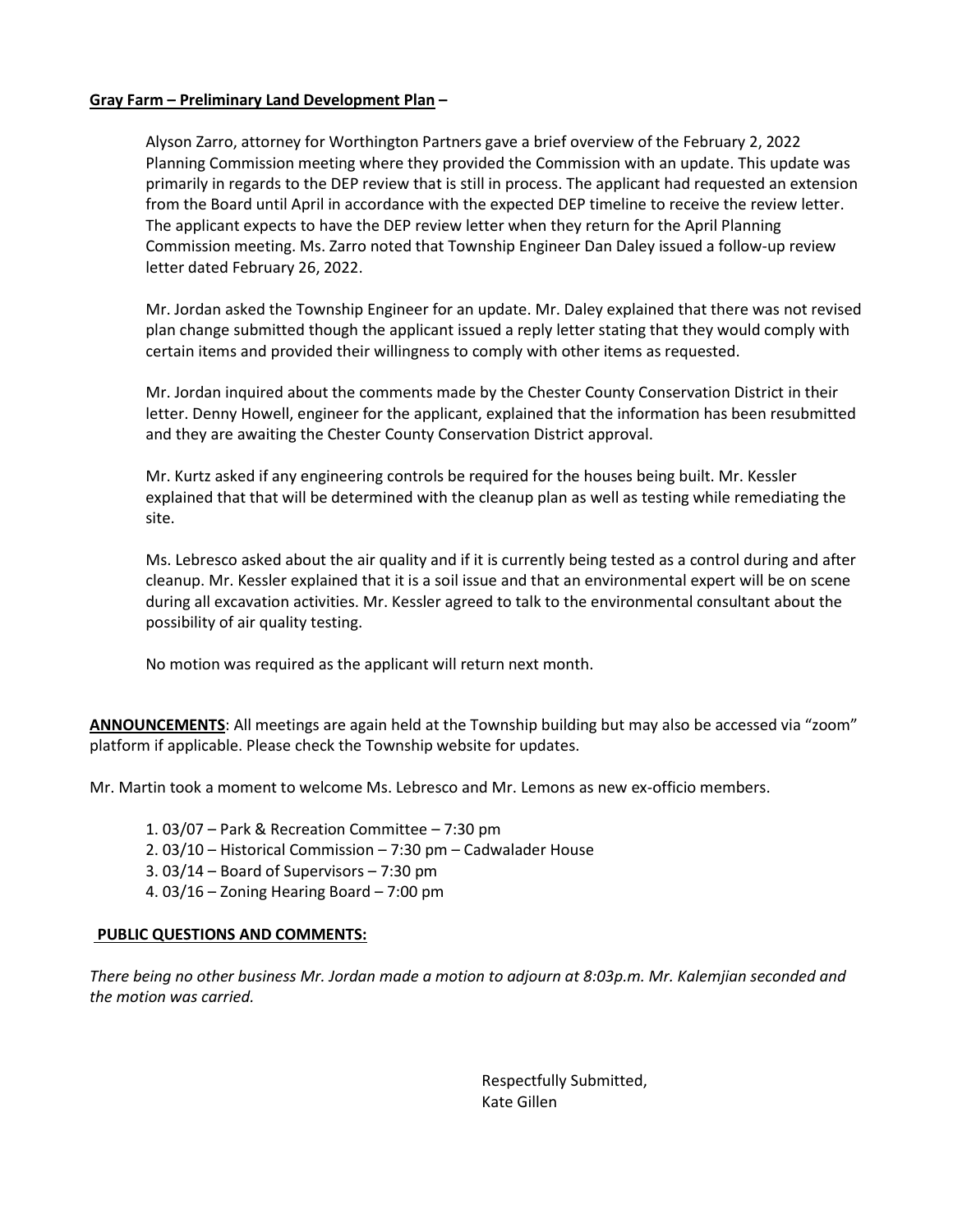**Gray Farm – Preliminary Land Development Plan –**

Alyson Zarro, attorney for Worthington Partners gave a brief overview of the February 2, 2022 Planning Commission meeting where they provided the Commission with an update. This update was primarily in regards to the DEP review that is still in process. The applicant had requested an extension from the Board until April in accordance with the expected DEP timeline to receive the review letter. The applicant expects to have the DEP review letter when they return for the April Planning Commission meeting. Ms. Zarro noted that Township Engineer Dan Daley issued a follow-up review letter dated February 26, 2022.

Mr. Jordan asked the Township Engineer for an update. Mr. Daley explained that there was not revised plan change submitted though the applicant issued a reply letter stating that they would comply with certain items and provided their willingness to comply with other items as requested.

Mr. Jordan inquired about the comments made by the Chester County Conservation District in their letter. Denny Howell, engineer for the applicant, explained that the information has been resubmitted and they are awaiting the Chester County Conservation District approval.

Mr. Kurtz asked if any engineering controls be required for the houses being built. Mr. Kessler explained that that will be determined with the cleanup plan as well as testing while remediating the site.

Ms. Lebresco asked about the air quality and if it is currently being tested as a control during and after cleanup. Mr. Kessler explained that it is a soil issue and that an environmental expert will be on scene during all excavation activities. Mr. Kessler agreed to talk to the environmental consultant about the possibility of air quality testing.

No motion was required as the applicant will return next month.

**ANNOUNCEMENTS**: All meetings are again held at the Township building but may also be accessed via "zoom" platform if applicable. Please check the Township website for updates.

Mr. Martin took a moment to welcome Ms. Lebresco and Mr. Lemons as new ex-officio members.

1. 03/07 – Park & Recreation Committee – 7:30 pm
2. 03/10 – Historical Commission – 7:30 pm – Cadwalader House
3. 03/14 – Board of Supervisors – 7:30 pm
4. 03/16 – Zoning Hearing Board – 7:00 pm

**PUBLIC QUESTIONS AND COMMENTS:**

*There being no other business Mr. Jordan made a motion to adjourn at 8:03p.m. Mr. Kalemjian seconded and the motion was carried.*

Respectfully Submitted,
Kate Gillen